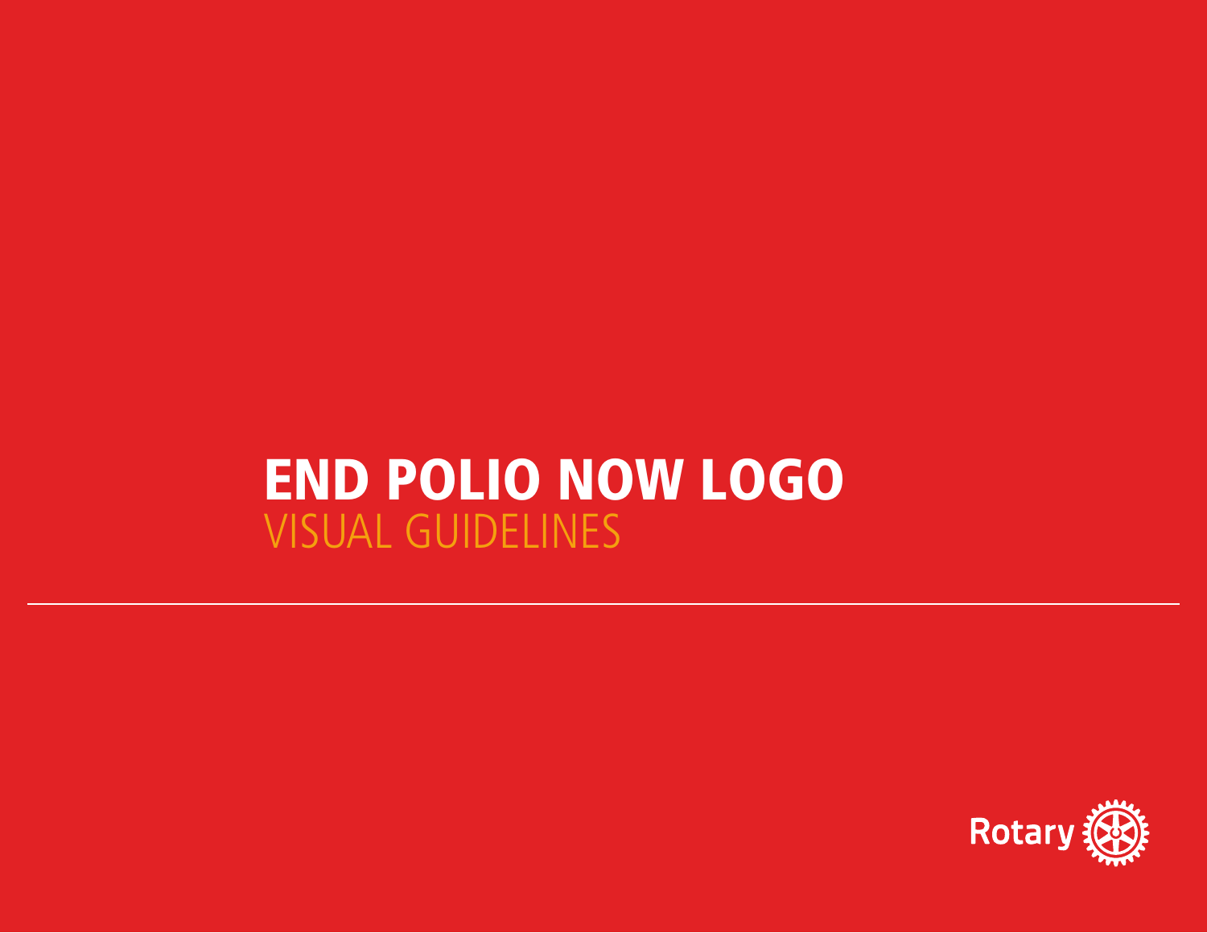# END POLIO NOW LOGO

## VISUAL GUIDELINES

---

Rotary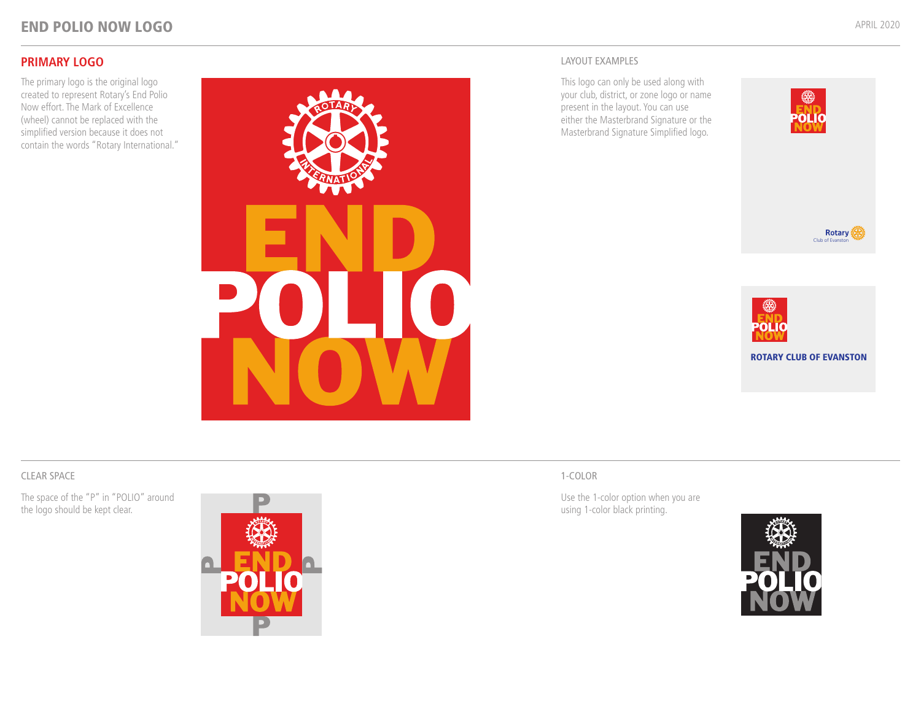# END POLIO NOW LOGO

APRIL 2020

## PRIMARY LOGO

The primary logo is the original logo created to represent Rotary's End Polio Now effort. The Mark of Excellence (wheel) cannot be replaced with the simplified version because it does not contain the words "Rotary International."

## LAYOUT EXAMPLES

This logo can only be used along with your club, district, or zone logo or name present in the layout. You can use either the Masterbrand Signature or the Masterbrand Signature Simplified logo.

## CLEAR SPACE

The space of the "P" in "POLIO" around the logo should be kept clear.

## 1-COLOR

Use the 1-color option when you are using 1-color black printing.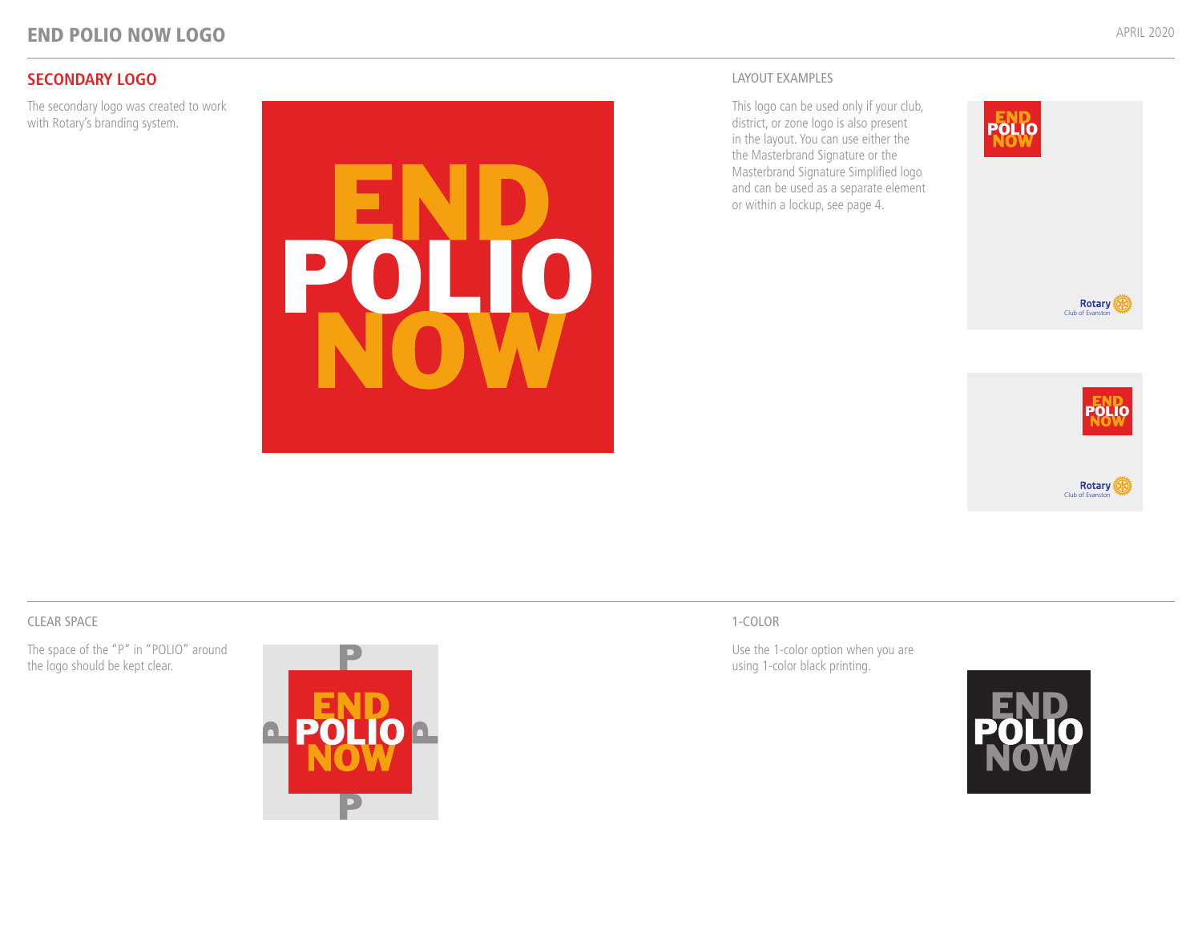# END POLIO NOW LOGO

## SECONDARY LOGO

The secondary logo was created to work with Rotary's branding system.

### LAYOUT EXAMPLES

This logo can be used only if your club, district, or zone logo is also present in the layout. You can use either the the Masterbrand Signature or the Masterbrand Signature Simplified logo and can be used as a separate element or within a lockup, see page 4.

### CLEAR SPACE

The space of the "P" in "POLIO" around the logo should be kept clear.

### 1-COLOR

Use the 1-color option when you are using 1-color black printing.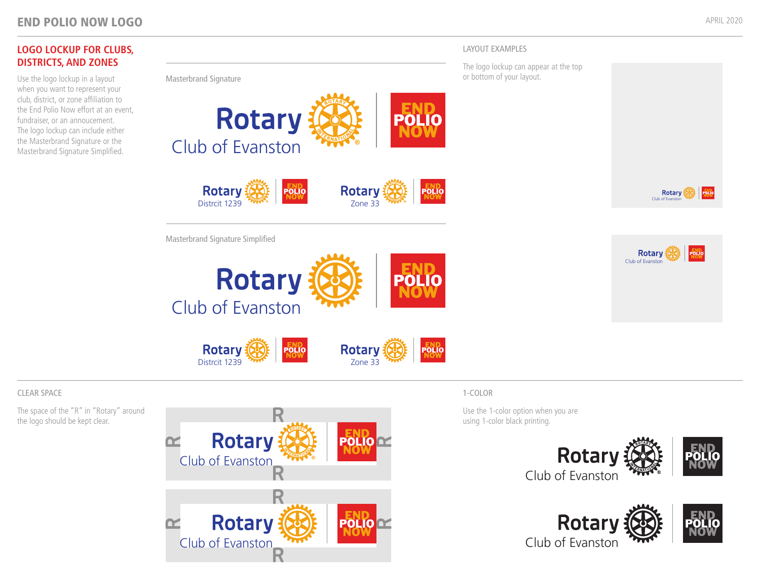# END POLIO NOW LOGO

APRIL 2020

## LOGO LOCKUP FOR CLUBS, DISTRICTS, AND ZONES

Use the logo lockup in a layout when you want to represent your club, district, or zone affiliation to the End Polio Now effort at an event, fundraiser, or an annoucement. The logo lockup can include either the Masterbrand Signature or the Masterbrand Signature Simplified.

### Masterbrand Signature

Rotary Club of Evanston | END POLIO NOW

Rotary Distrcit 1239 | END POLIO NOW

Rotary Zone 33 | END POLIO NOW

### Masterbrand Signature Simplified

Rotary Club of Evanston | END POLIO NOW

Rotary Distrcit 1239 | END POLIO NOW

Rotary Zone 33 | END POLIO NOW

### LAYOUT EXAMPLES

The logo lockup can appear at the top or bottom of your layout.

## CLEAR SPACE

The space of the "R" in "Rotary" around the logo should be kept clear.

## 1-COLOR

Use the 1-color option when you are using 1-color black printing.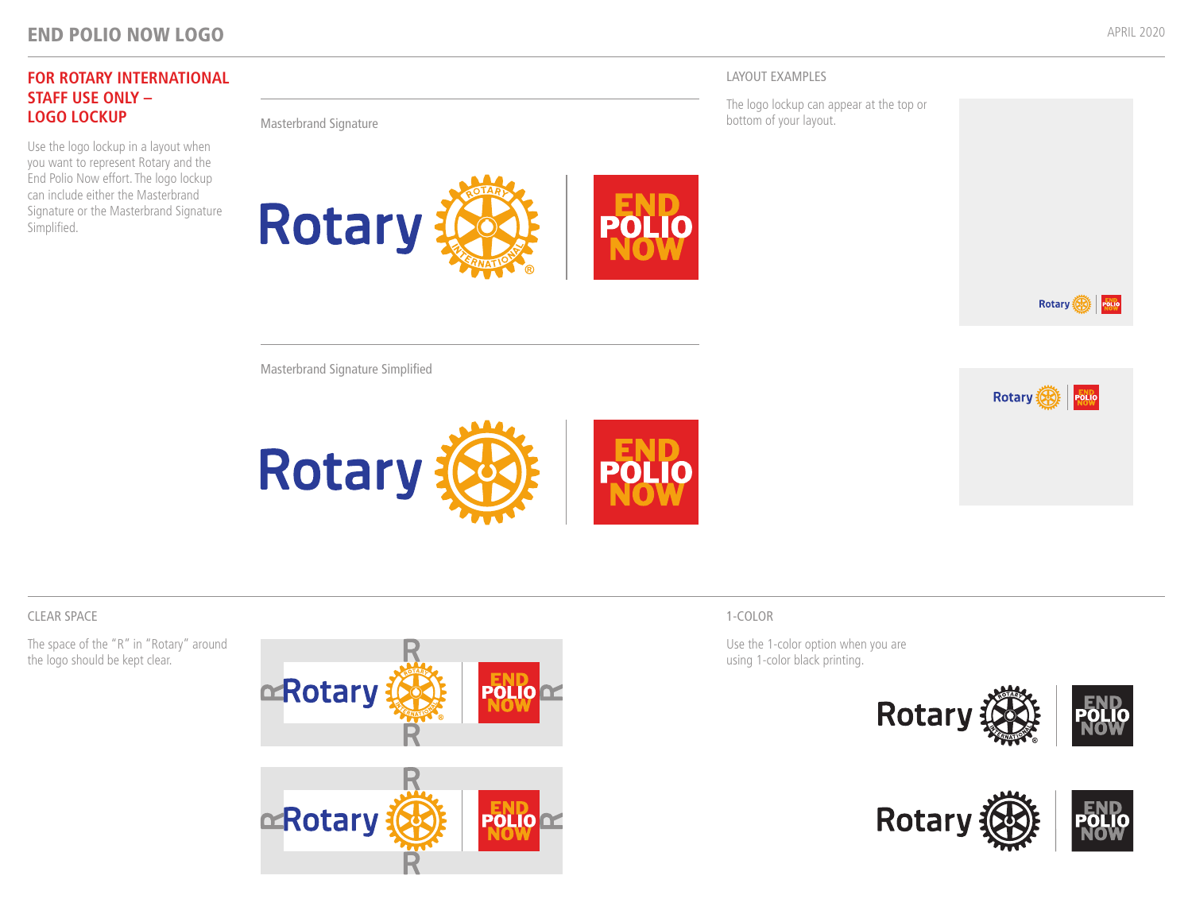# END POLIO NOW LOGO

APRIL 2020

## FOR ROTARY INTERNATIONAL STAFF USE ONLY – LOGO LOCKUP

Use the logo lockup in a layout when you want to represent Rotary and the End Polio Now effort. The logo lockup can include either the Masterbrand Signature or the Masterbrand Signature Simplified.

Masterbrand Signature

Masterbrand Signature Simplified

### LAYOUT EXAMPLES

The logo lockup can appear at the top or bottom of your layout.

### CLEAR SPACE

The space of the "R" in "Rotary" around the logo should be kept clear.

### 1-COLOR

Use the 1-color option when you are using 1-color black printing.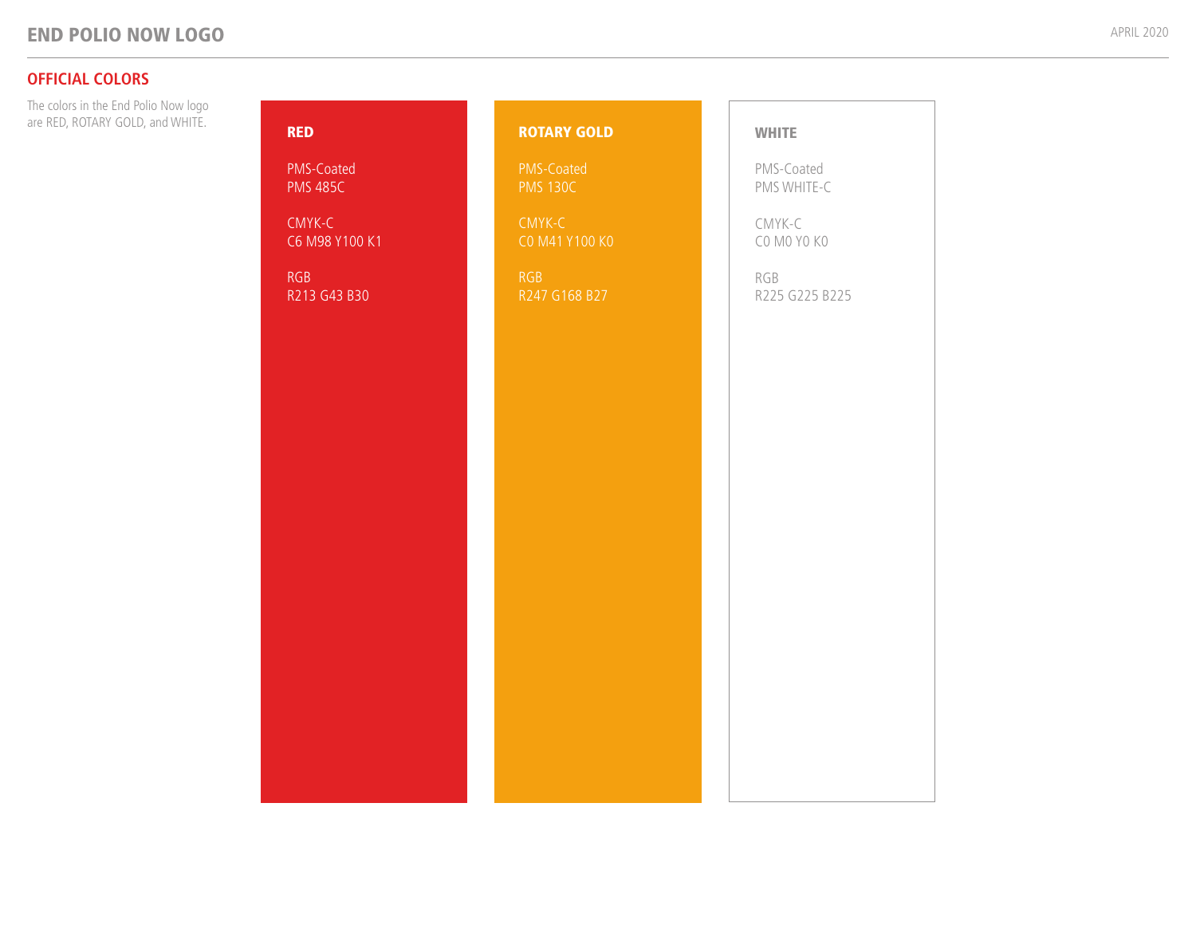# END POLIO NOW LOGO

## OFFICIAL COLORS

The colors in the End Polio Now logo are RED, ROTARY GOLD, and WHITE.

### RED

PMS-Coated
PMS 485C

CMYK-C
C6 M98 Y100 K1

RGB
R213 G43 B30

### ROTARY GOLD

PMS-Coated
PMS 130C

CMYK-C
C0 M41 Y100 K0

RGB
R247 G168 B27

### WHITE

PMS-Coated
PMS WHITE-C

CMYK-C
C0 M0 Y0 K0

RGB
R225 G225 B225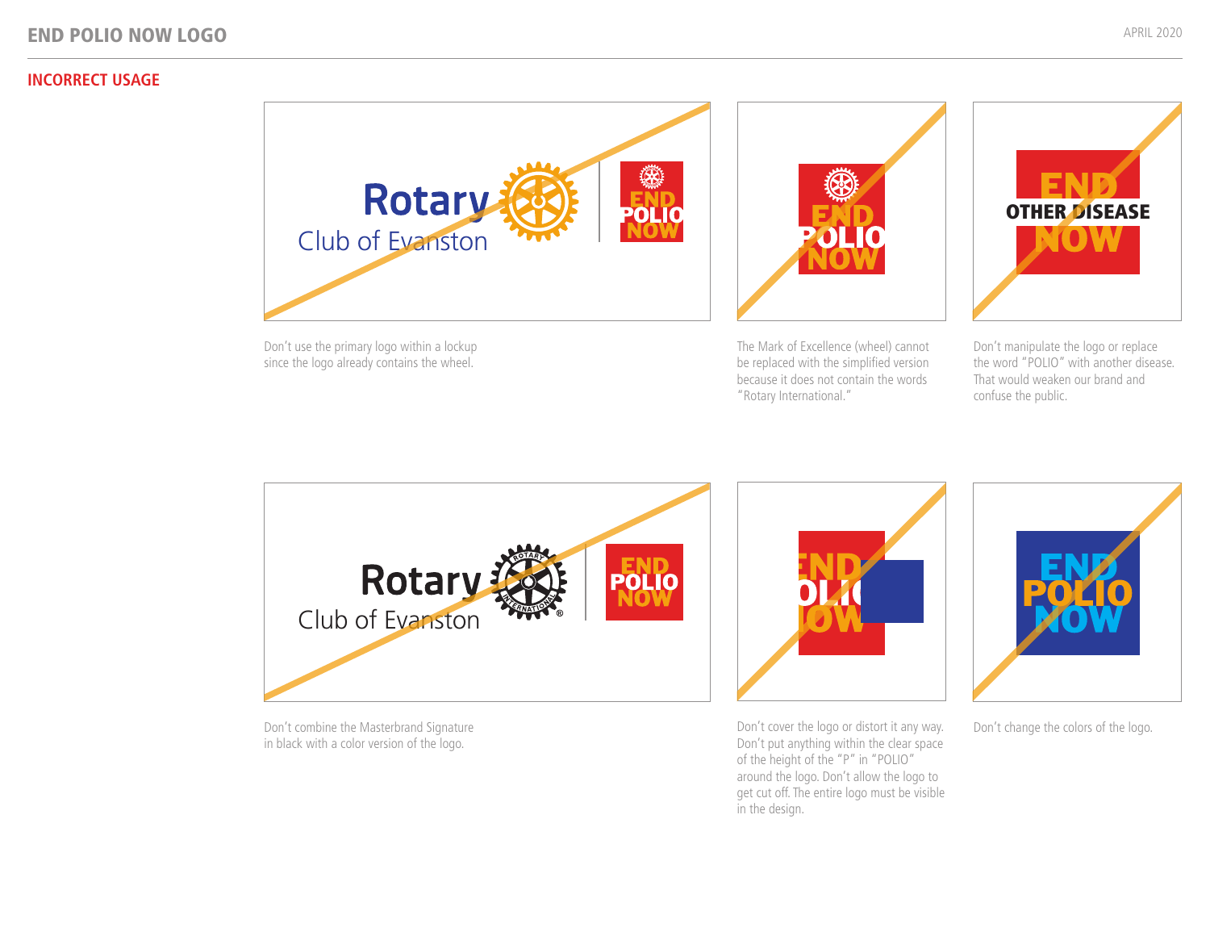# END POLIO NOW LOGO

APRIL 2020

## INCORRECT USAGE

Don't use the primary logo within a lockup since the logo already contains the wheel.

The Mark of Excellence (wheel) cannot be replaced with the simplified version because it does not contain the words "Rotary International."

Don't manipulate the logo or replace the word "POLIO" with another disease. That would weaken our brand and confuse the public.

Don't combine the Masterbrand Signature in black with a color version of the logo.

Don't cover the logo or distort it any way. Don't put anything within the clear space of the height of the "P" in "POLIO" around the logo. Don't allow the logo to get cut off. The entire logo must be visible in the design.

Don't change the colors of the logo.